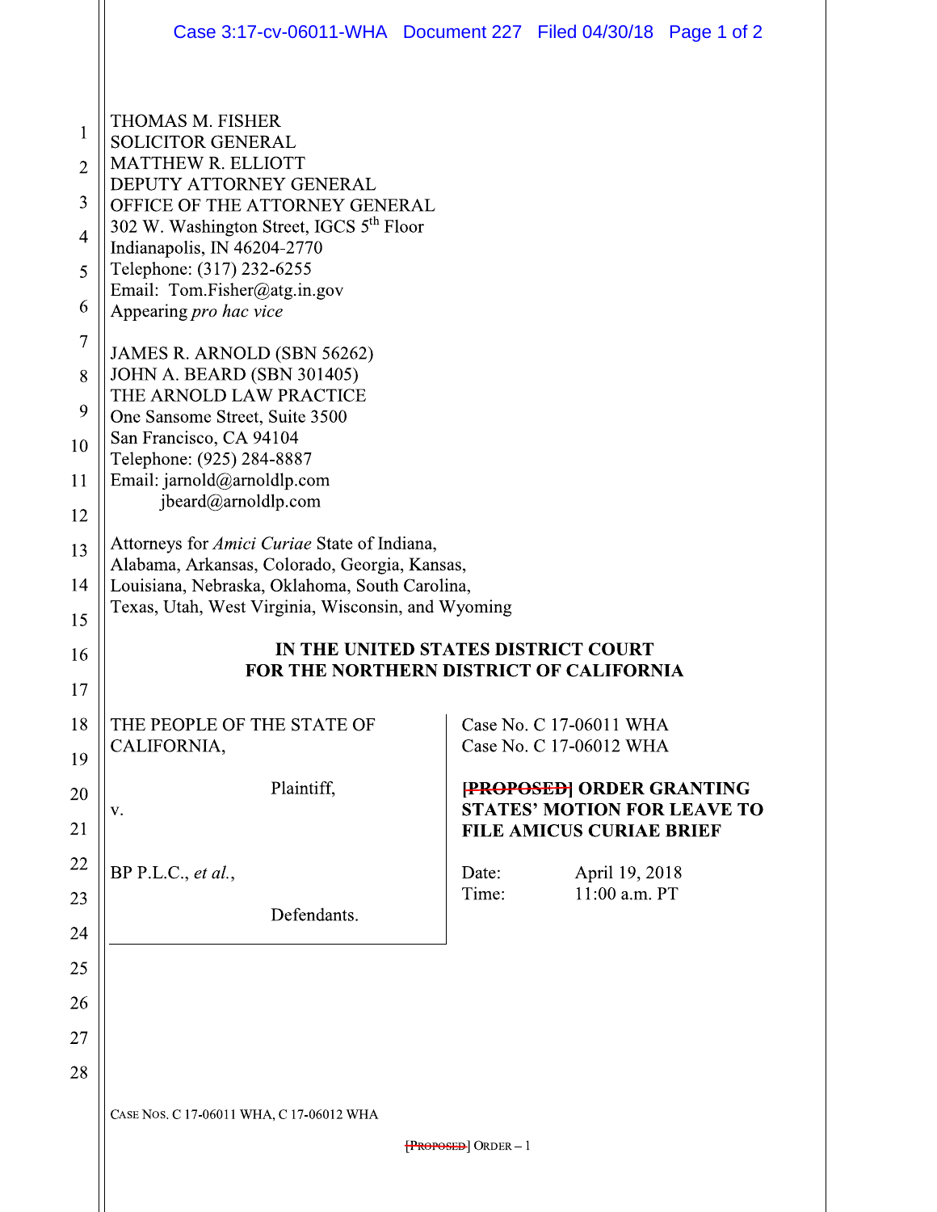THOMAS M. FISHER
SOLICITOR GENERAL
MATTHEW R. ELLIOTT
DEPUTY ATTORNEY GENERAL
OFFICE OF THE ATTORNEY GENERAL
302 W. Washington Street, IGCS 5th Floor
Indianapolis, IN 46204-2770
Telephone: (317) 232-6255
Email: Tom.Fisher@atg.in.gov
Appearing *pro hac vice*

JAMES R. ARNOLD (SBN 56262)
JOHN A. BEARD (SBN 301405)
THE ARNOLD LAW PRACTICE
One Sansome Street, Suite 3500
San Francisco, CA 94104
Telephone: (925) 284-8887
Email: jarnold@arnoldlp.com
jbeard@arnoldlp.com

Attorneys for *Amici Curiae* State of Indiana, Alabama, Arkansas, Colorado, Georgia, Kansas, Louisiana, Nebraska, Oklahoma, South Carolina, Texas, Utah, West Virginia, Wisconsin, and Wyoming

**IN THE UNITED STATES DISTRICT COURT**
**FOR THE NORTHERN DISTRICT OF CALIFORNIA**

THE PEOPLE OF THE STATE OF CALIFORNIA,

Plaintiff,

v.

BP P.L.C., *et al.*,

Defendants.

Case No. C 17-06011 WHA
Case No. C 17-06012 WHA

**~~[PROPOSED]~~ ORDER GRANTING STATES' MOTION FOR LEAVE TO FILE AMICUS CURIAE BRIEF**

Date: April 19, 2018
Time: 11:00 a.m. PT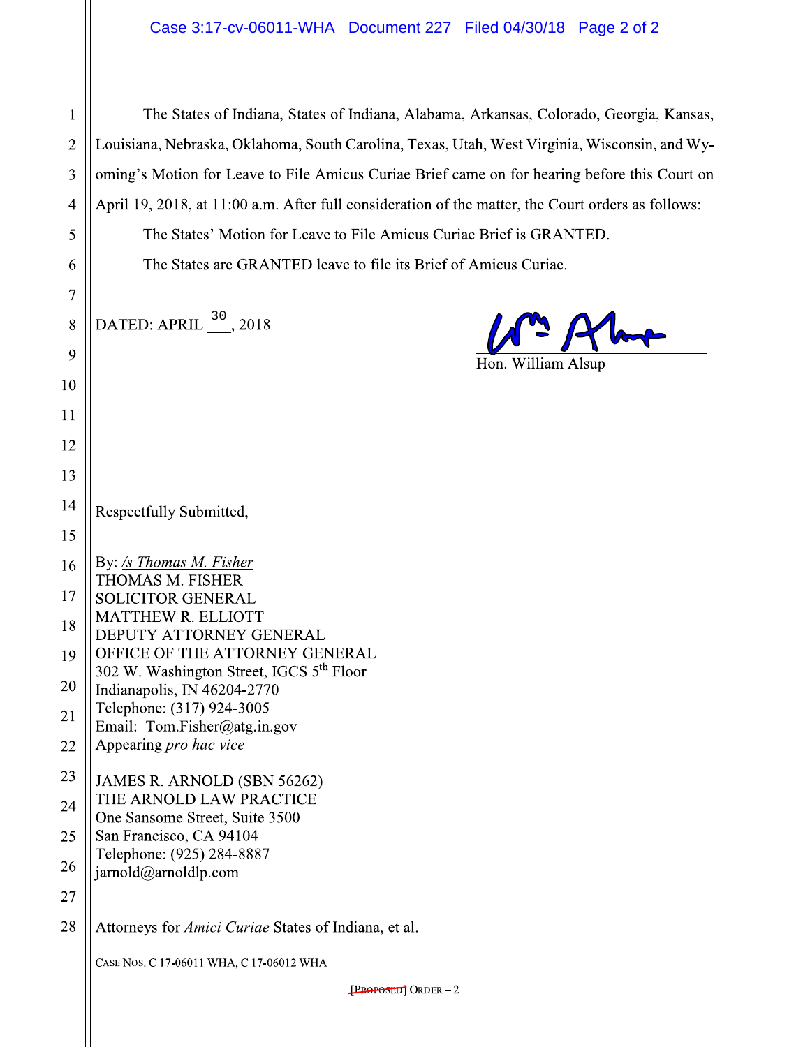The States of Indiana, States of Indiana, Alabama, Arkansas, Colorado, Georgia, Kansas, Louisiana, Nebraska, Oklahoma, South Carolina, Texas, Utah, West Virginia, Wisconsin, and Wyoming's Motion for Leave to File Amicus Curiae Brief came on for hearing before this Court on April 19, 2018, at 11:00 a.m. After full consideration of the matter, the Court orders as follows:

The States' Motion for Leave to File Amicus Curiae Brief is GRANTED.

The States are GRANTED leave to file its Brief of Amicus Curiae.

DATED: APRIL 30, 2018

Hon. William Alsup

Respectfully Submitted,

By: */s Thomas M. Fisher*
THOMAS M. FISHER
SOLICITOR GENERAL
MATTHEW R. ELLIOTT
DEPUTY ATTORNEY GENERAL
OFFICE OF THE ATTORNEY GENERAL
302 W. Washington Street, IGCS 5th Floor
Indianapolis, IN 46204-2770
Telephone: (317) 924-3005
Email: Tom.Fisher@atg.in.gov
Appearing *pro hac vice*

JAMES R. ARNOLD (SBN 56262)
THE ARNOLD LAW PRACTICE
One Sansome Street, Suite 3500
San Francisco, CA 94104
Telephone: (925) 284-8887
jarnold@arnoldlp.com

Attorneys for *Amici Curiae* States of Indiana, et al.

CASE NOS. C 17-06011 WHA, C 17-06012 WHA

~~[PROPOSED]~~ ORDER – 2